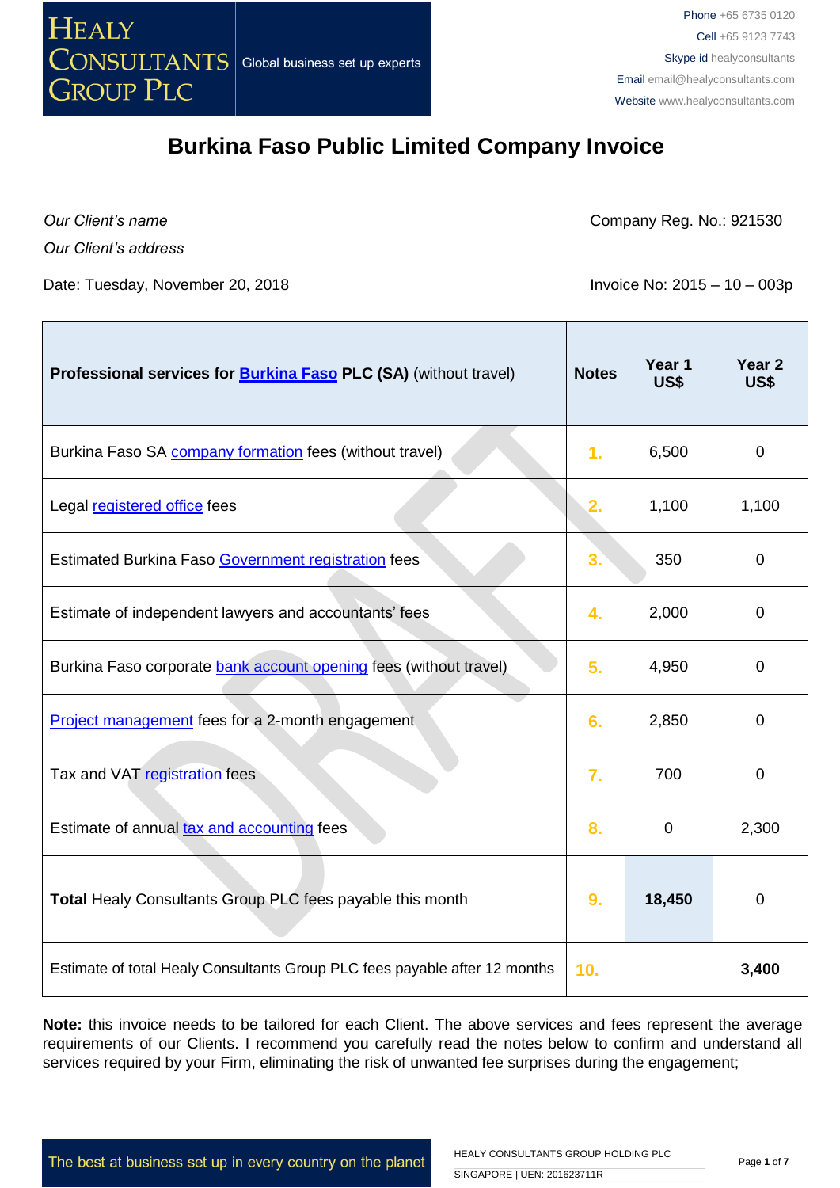# Burkina Faso Public Limited Company Invoice

*Our Client's name*

*Our Client's address*

Company Reg. No.: 921530

Date: Tuesday, November 20, 2018

Invoice No: 2015 – 10 – 003p

| **Professional services for Burkina Faso PLC (SA)** (without travel) | **Notes** | **Year 1 US$** | **Year 2 US$** |
|---|---|---|---|
| Burkina Faso SA company formation fees (without travel) | 1. | 6,500 | 0 |
| Legal registered office fees | 2. | 1,100 | 1,100 |
| Estimated Burkina Faso Government registration fees | 3. | 350 | 0 |
| Estimate of independent lawyers and accountants' fees | 4. | 2,000 | 0 |
| Burkina Faso corporate bank account opening fees (without travel) | 5. | 4,950 | 0 |
| Project management fees for a 2-month engagement | 6. | 2,850 | 0 |
| Tax and VAT registration fees | 7. | 700 | 0 |
| Estimate of annual tax and accounting fees | 8. | 0 | 2,300 |
| **Total** Healy Consultants Group PLC fees payable this month | 9. | **18,450** | 0 |
| Estimate of total Healy Consultants Group PLC fees payable after 12 months | 10. | | **3,400** |

**Note:** this invoice needs to be tailored for each Client. The above services and fees represent the average requirements of our Clients. I recommend you carefully read the notes below to confirm and understand all services required by your Firm, eliminating the risk of unwanted fee surprises during the engagement;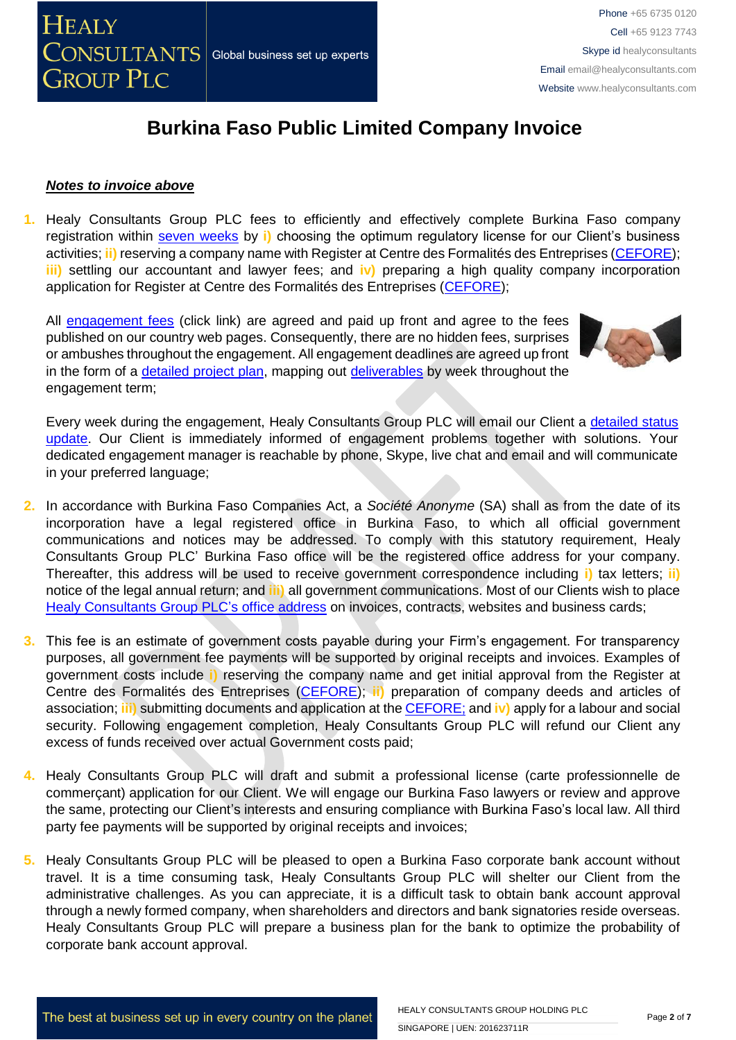# Burkina Faso Public Limited Company Invoice

***Notes to invoice above***

1. Healy Consultants Group PLC fees to efficiently and effectively complete Burkina Faso company registration within seven weeks by **i)** choosing the optimum regulatory license for our Client's business activities; **ii)** reserving a company name with Register at Centre des Formalités des Entreprises (CEFORE); **iii)** settling our accountant and lawyer fees; and **iv)** preparing a high quality company incorporation application for Register at Centre des Formalités des Entreprises (CEFORE);

   All engagement fees (click link) are agreed and paid up front and agree to the fees published on our country web pages. Consequently, there are no hidden fees, surprises or ambushes throughout the engagement. All engagement deadlines are agreed up front in the form of a detailed project plan, mapping out deliverables by week throughout the engagement term;

   Every week during the engagement, Healy Consultants Group PLC will email our Client a detailed status update. Our Client is immediately informed of engagement problems together with solutions. Your dedicated engagement manager is reachable by phone, Skype, live chat and email and will communicate in your preferred language;

2. In accordance with Burkina Faso Companies Act, a *Société Anonyme* (SA) shall as from the date of its incorporation have a legal registered office in Burkina Faso, to which all official government communications and notices may be addressed. To comply with this statutory requirement, Healy Consultants Group PLC' Burkina Faso office will be the registered office address for your company. Thereafter, this address will be used to receive government correspondence including **i)** tax letters; **ii)** notice of the legal annual return; and **iii)** all government communications. Most of our Clients wish to place Healy Consultants Group PLC's office address on invoices, contracts, websites and business cards;

3. This fee is an estimate of government costs payable during your Firm's engagement. For transparency purposes, all government fee payments will be supported by original receipts and invoices. Examples of government costs include **i)** reserving the company name and get initial approval from the Register at Centre des Formalités des Entreprises (CEFORE); **ii)** preparation of company deeds and articles of association; **iii)** submitting documents and application at the CEFORE; and **iv)** apply for a labour and social security. Following engagement completion, Healy Consultants Group PLC will refund our Client any excess of funds received over actual Government costs paid;

4. Healy Consultants Group PLC will draft and submit a professional license (carte professionnelle de commerçant) application for our Client. We will engage our Burkina Faso lawyers or review and approve the same, protecting our Client's interests and ensuring compliance with Burkina Faso's local law. All third party fee payments will be supported by original receipts and invoices;

5. Healy Consultants Group PLC will be pleased to open a Burkina Faso corporate bank account without travel. It is a time consuming task, Healy Consultants Group PLC will shelter our Client from the administrative challenges. As you can appreciate, it is a difficult task to obtain bank account approval through a newly formed company, when shareholders and directors and bank signatories reside overseas. Healy Consultants Group PLC will prepare a business plan for the bank to optimize the probability of corporate bank account approval.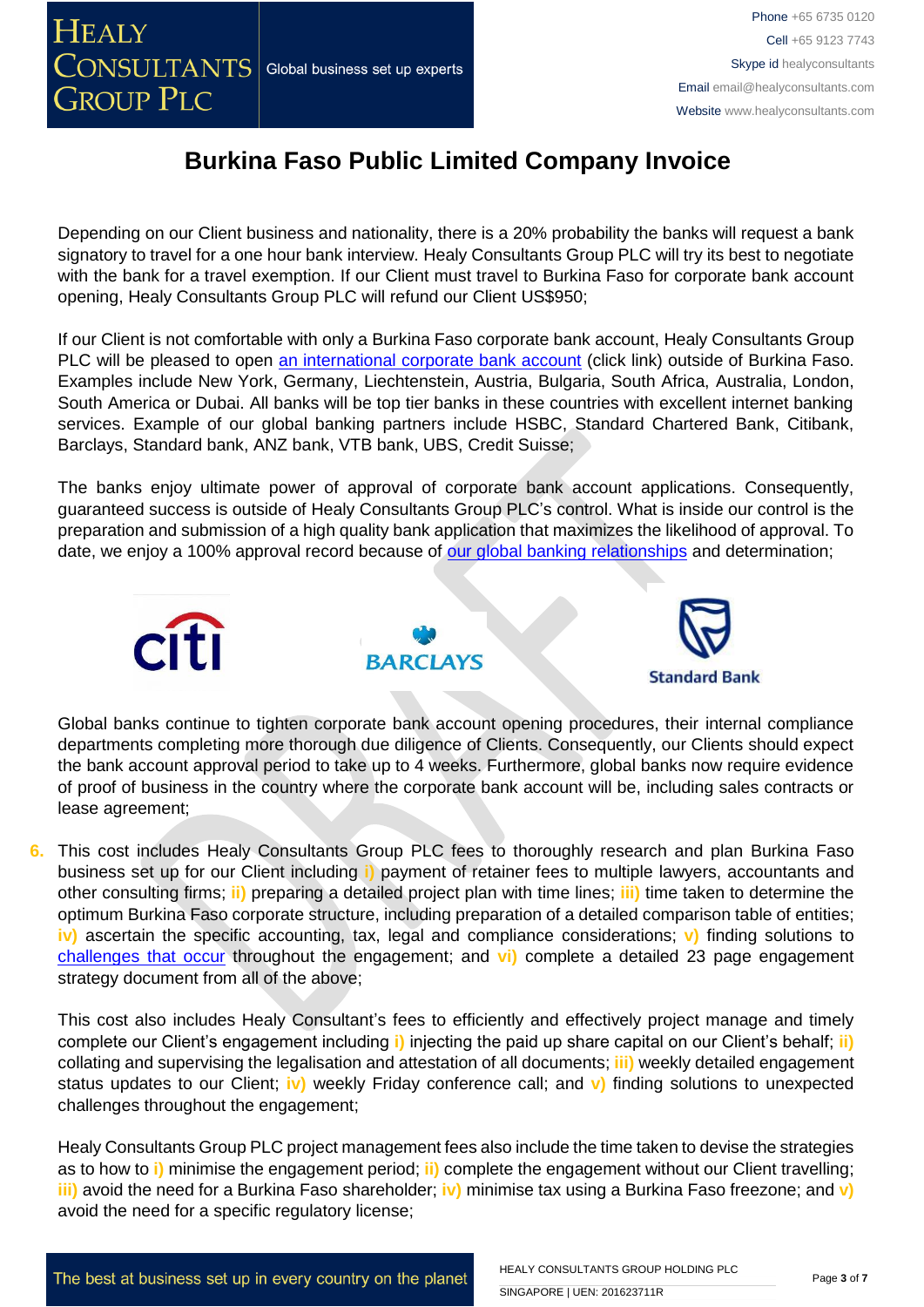# Burkina Faso Public Limited Company Invoice

Depending on our Client business and nationality, there is a 20% probability the banks will request a bank signatory to travel for a one hour bank interview. Healy Consultants Group PLC will try its best to negotiate with the bank for a travel exemption. If our Client must travel to Burkina Faso for corporate bank account opening, Healy Consultants Group PLC will refund our Client US$950;

If our Client is not comfortable with only a Burkina Faso corporate bank account, Healy Consultants Group PLC will be pleased to open an international corporate bank account (click link) outside of Burkina Faso. Examples include New York, Germany, Liechtenstein, Austria, Bulgaria, South Africa, Australia, London, South America or Dubai. All banks will be top tier banks in these countries with excellent internet banking services. Example of our global banking partners include HSBC, Standard Chartered Bank, Citibank, Barclays, Standard bank, ANZ bank, VTB bank, UBS, Credit Suisse;

The banks enjoy ultimate power of approval of corporate bank account applications. Consequently, guaranteed success is outside of Healy Consultants Group PLC's control. What is inside our control is the preparation and submission of a high quality bank application that maximizes the likelihood of approval. To date, we enjoy a 100% approval record because of our global banking relationships and determination;

Global banks continue to tighten corporate bank account opening procedures, their internal compliance departments completing more thorough due diligence of Clients. Consequently, our Clients should expect the bank account approval period to take up to 4 weeks. Furthermore, global banks now require evidence of proof of business in the country where the corporate bank account will be, including sales contracts or lease agreement;

6. This cost includes Healy Consultants Group PLC fees to thoroughly research and plan Burkina Faso business set up for our Client including i) payment of retainer fees to multiple lawyers, accountants and other consulting firms; ii) preparing a detailed project plan with time lines; iii) time taken to determine the optimum Burkina Faso corporate structure, including preparation of a detailed comparison table of entities; iv) ascertain the specific accounting, tax, legal and compliance considerations; v) finding solutions to challenges that occur throughout the engagement; and vi) complete a detailed 23 page engagement strategy document from all of the above;

   This cost also includes Healy Consultant's fees to efficiently and effectively project manage and timely complete our Client's engagement including i) injecting the paid up share capital on our Client's behalf; ii) collating and supervising the legalisation and attestation of all documents; iii) weekly detailed engagement status updates to our Client; iv) weekly Friday conference call; and v) finding solutions to unexpected challenges throughout the engagement;

   Healy Consultants Group PLC project management fees also include the time taken to devise the strategies as to how to i) minimise the engagement period; ii) complete the engagement without our Client travelling; iii) avoid the need for a Burkina Faso shareholder; iv) minimise tax using a Burkina Faso freezone; and v) avoid the need for a specific regulatory license;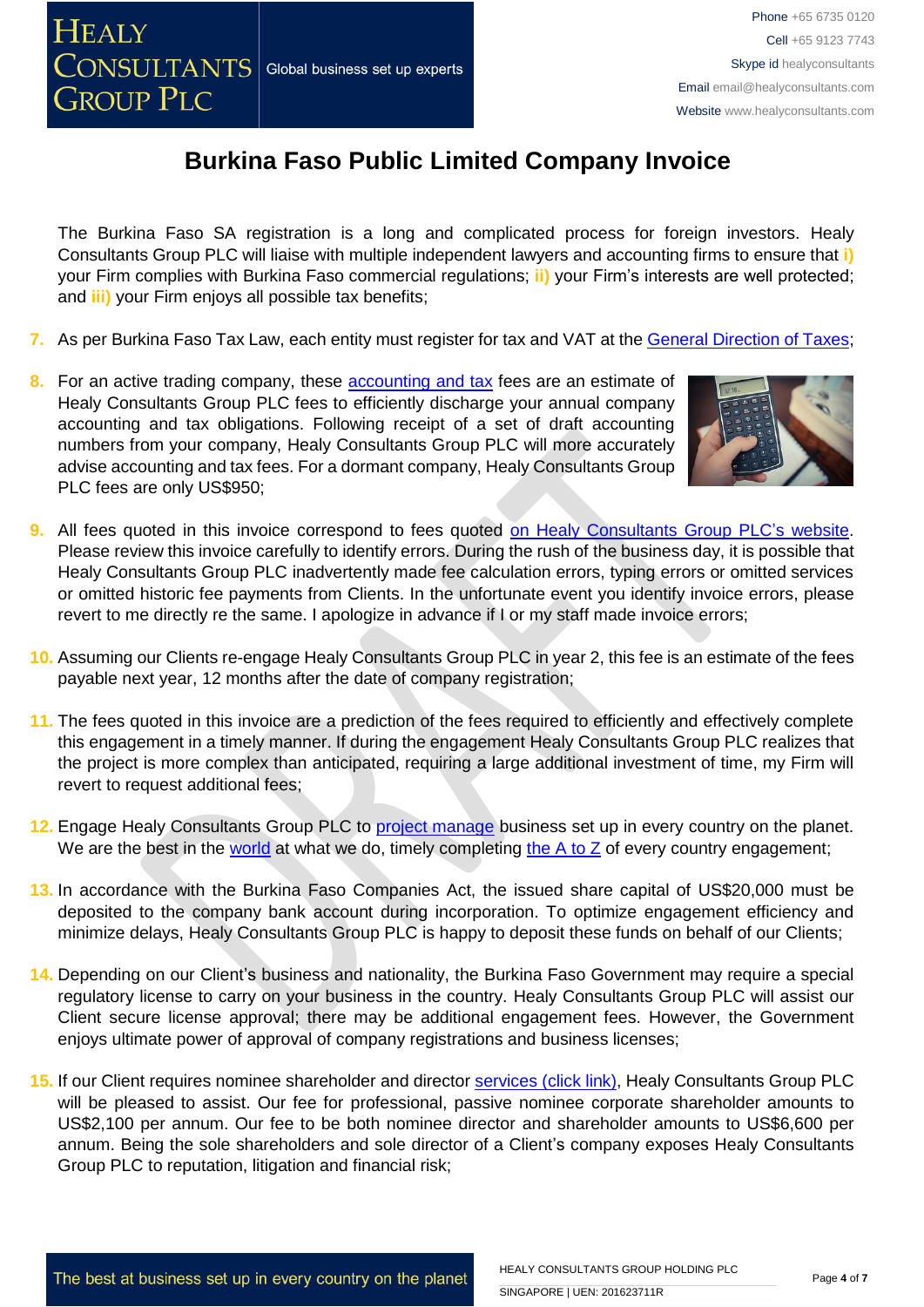# Burkina Faso Public Limited Company Invoice

The Burkina Faso SA registration is a long and complicated process for foreign investors. Healy Consultants Group PLC will liaise with multiple independent lawyers and accounting firms to ensure that **i)** your Firm complies with Burkina Faso commercial regulations; **ii)** your Firm's interests are well protected; and **iii)** your Firm enjoys all possible tax benefits;

7. As per Burkina Faso Tax Law, each entity must register for tax and VAT at the General Direction of Taxes;

8. For an active trading company, these accounting and tax fees are an estimate of Healy Consultants Group PLC fees to efficiently discharge your annual company accounting and tax obligations. Following receipt of a set of draft accounting numbers from your company, Healy Consultants Group PLC will more accurately advise accounting and tax fees. For a dormant company, Healy Consultants Group PLC fees are only US$950;

9. All fees quoted in this invoice correspond to fees quoted on Healy Consultants Group PLC's website. Please review this invoice carefully to identify errors. During the rush of the business day, it is possible that Healy Consultants Group PLC inadvertently made fee calculation errors, typing errors or omitted services or omitted historic fee payments from Clients. In the unfortunate event you identify invoice errors, please revert to me directly re the same. I apologize in advance if I or my staff made invoice errors;

10. Assuming our Clients re-engage Healy Consultants Group PLC in year 2, this fee is an estimate of the fees payable next year, 12 months after the date of company registration;

11. The fees quoted in this invoice are a prediction of the fees required to efficiently and effectively complete this engagement in a timely manner. If during the engagement Healy Consultants Group PLC realizes that the project is more complex than anticipated, requiring a large additional investment of time, my Firm will revert to request additional fees;

12. Engage Healy Consultants Group PLC to project manage business set up in every country on the planet. We are the best in the world at what we do, timely completing the A to Z of every country engagement;

13. In accordance with the Burkina Faso Companies Act, the issued share capital of US$20,000 must be deposited to the company bank account during incorporation. To optimize engagement efficiency and minimize delays, Healy Consultants Group PLC is happy to deposit these funds on behalf of our Clients;

14. Depending on our Client's business and nationality, the Burkina Faso Government may require a special regulatory license to carry on your business in the country. Healy Consultants Group PLC will assist our Client secure license approval; there may be additional engagement fees. However, the Government enjoys ultimate power of approval of company registrations and business licenses;

15. If our Client requires nominee shareholder and director services (click link), Healy Consultants Group PLC will be pleased to assist. Our fee for professional, passive nominee corporate shareholder amounts to US$2,100 per annum. Our fee to be both nominee director and shareholder amounts to US$6,600 per annum. Being the sole shareholders and sole director of a Client's company exposes Healy Consultants Group PLC to reputation, litigation and financial risk;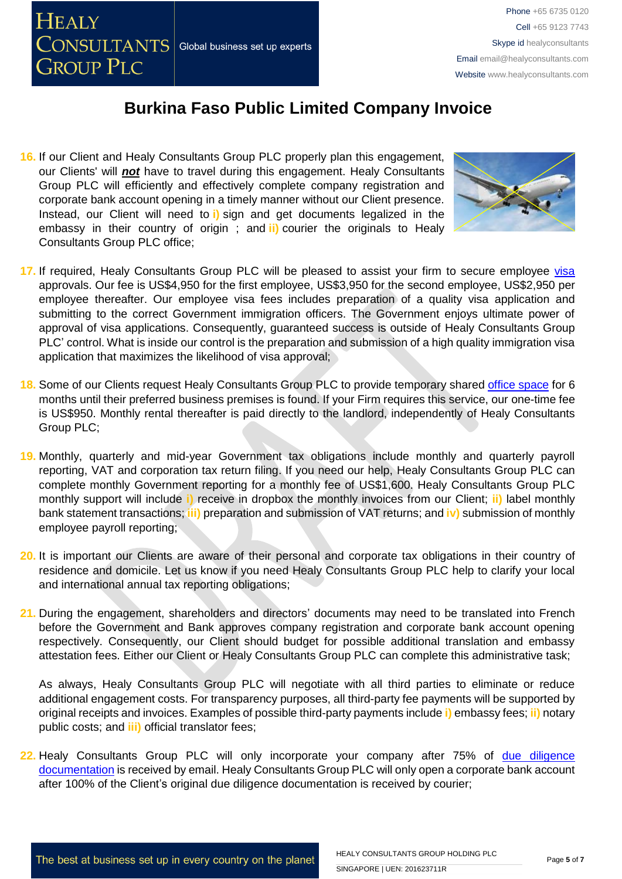# Burkina Faso Public Limited Company Invoice

16. If our Client and Healy Consultants Group PLC properly plan this engagement, our Clients' will ***not*** have to travel during this engagement. Healy Consultants Group PLC will efficiently and effectively complete company registration and corporate bank account opening in a timely manner without our Client presence. Instead, our Client will need to **i)** sign and get documents legalized in the embassy in their country of origin ; and **ii)** courier the originals to Healy Consultants Group PLC office;

17. If required, Healy Consultants Group PLC will be pleased to assist your firm to secure employee visa approvals. Our fee is US$4,950 for the first employee, US$3,950 for the second employee, US$2,950 per employee thereafter. Our employee visa fees includes preparation of a quality visa application and submitting to the correct Government immigration officers. The Government enjoys ultimate power of approval of visa applications. Consequently, guaranteed success is outside of Healy Consultants Group PLC' control. What is inside our control is the preparation and submission of a high quality immigration visa application that maximizes the likelihood of visa approval;

18. Some of our Clients request Healy Consultants Group PLC to provide temporary shared office space for 6 months until their preferred business premises is found. If your Firm requires this service, our one-time fee is US$950. Monthly rental thereafter is paid directly to the landlord, independently of Healy Consultants Group PLC;

19. Monthly, quarterly and mid-year Government tax obligations include monthly and quarterly payroll reporting, VAT and corporation tax return filing. If you need our help, Healy Consultants Group PLC can complete monthly Government reporting for a monthly fee of US$1,600. Healy Consultants Group PLC monthly support will include **i)** receive in dropbox the monthly invoices from our Client; **ii)** label monthly bank statement transactions; **iii)** preparation and submission of VAT returns; and **iv)** submission of monthly employee payroll reporting;

20. It is important our Clients are aware of their personal and corporate tax obligations in their country of residence and domicile. Let us know if you need Healy Consultants Group PLC help to clarify your local and international annual tax reporting obligations;

21. During the engagement, shareholders and directors' documents may need to be translated into French before the Government and Bank approves company registration and corporate bank account opening respectively. Consequently, our Client should budget for possible additional translation and embassy attestation fees. Either our Client or Healy Consultants Group PLC can complete this administrative task;

    As always, Healy Consultants Group PLC will negotiate with all third parties to eliminate or reduce additional engagement costs. For transparency purposes, all third-party fee payments will be supported by original receipts and invoices. Examples of possible third-party payments include **i)** embassy fees; **ii)** notary public costs; and **iii)** official translator fees;

22. Healy Consultants Group PLC will only incorporate your company after 75% of due diligence documentation is received by email. Healy Consultants Group PLC will only open a corporate bank account after 100% of the Client's original due diligence documentation is received by courier;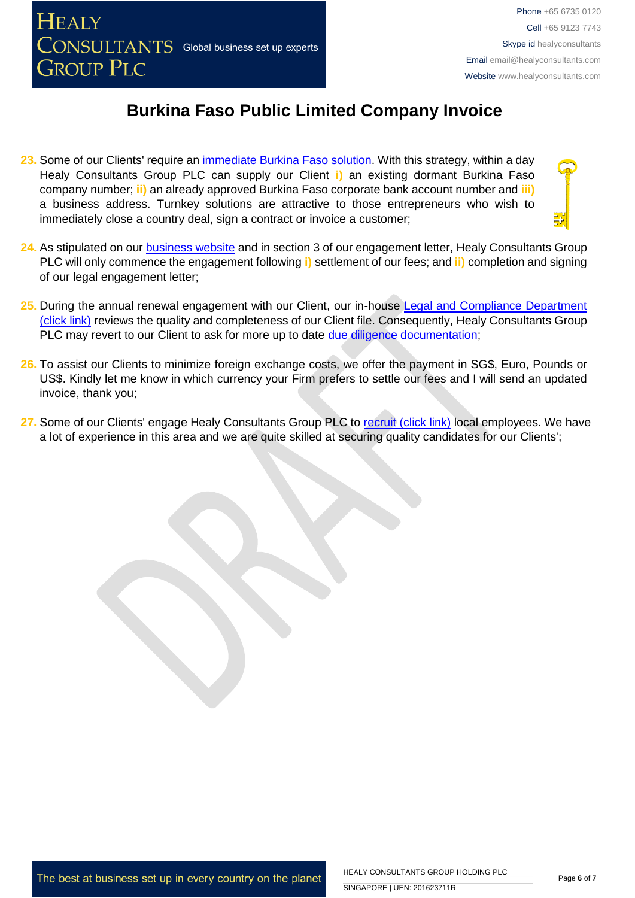# Burkina Faso Public Limited Company Invoice

23. Some of our Clients' require an immediate Burkina Faso solution. With this strategy, within a day Healy Consultants Group PLC can supply our Client **i)** an existing dormant Burkina Faso company number; **ii)** an already approved Burkina Faso corporate bank account number and **iii)** a business address. Turnkey solutions are attractive to those entrepreneurs who wish to immediately close a country deal, sign a contract or invoice a customer;

24. As stipulated on our business website and in section 3 of our engagement letter, Healy Consultants Group PLC will only commence the engagement following **i)** settlement of our fees; and **ii)** completion and signing of our legal engagement letter;

25. During the annual renewal engagement with our Client, our in-house Legal and Compliance Department (click link) reviews the quality and completeness of our Client file. Consequently, Healy Consultants Group PLC may revert to our Client to ask for more up to date due diligence documentation;

26. To assist our Clients to minimize foreign exchange costs, we offer the payment in SG$, Euro, Pounds or US$. Kindly let me know in which currency your Firm prefers to settle our fees and I will send an updated invoice, thank you;

27. Some of our Clients' engage Healy Consultants Group PLC to recruit (click link) local employees. We have a lot of experience in this area and we are quite skilled at securing quality candidates for our Clients';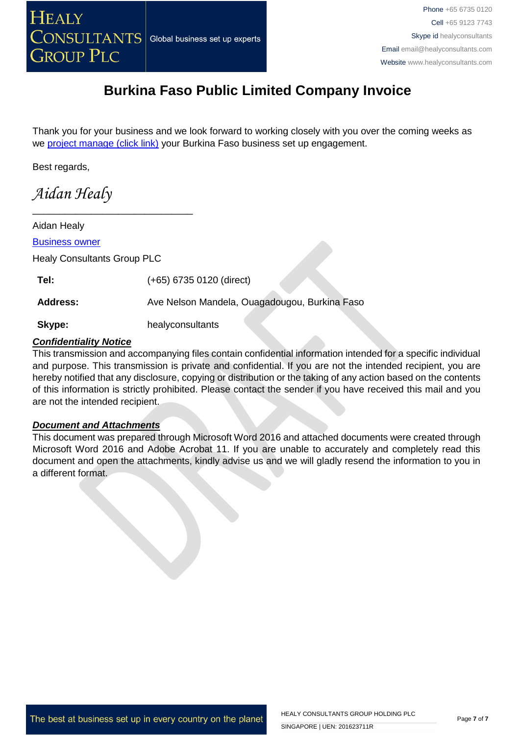# Burkina Faso Public Limited Company Invoice

Thank you for your business and we look forward to working closely with you over the coming weeks as we [project manage (click link)] your Burkina Faso business set up engagement.

Best regards,

*Aidan Healy*

_____________________________

Aidan Healy

[Business owner]

Healy Consultants Group PLC

| | |
|---|---|
| **Tel:** | (+65) 6735 0120 (direct) |
| **Address:** | Ave Nelson Mandela, Ouagadougou, Burkina Faso |
| **Skype:** | healyconsultants |

***Confidentiality Notice***

This transmission and accompanying files contain confidential information intended for a specific individual and purpose. This transmission is private and confidential. If you are not the intended recipient, you are hereby notified that any disclosure, copying or distribution or the taking of any action based on the contents of this information is strictly prohibited. Please contact the sender if you have received this mail and you are not the intended recipient.

***Document and Attachments***

This document was prepared through Microsoft Word 2016 and attached documents were created through Microsoft Word 2016 and Adobe Acrobat 11. If you are unable to accurately and completely read this document and open the attachments, kindly advise us and we will gladly resend the information to you in a different format.